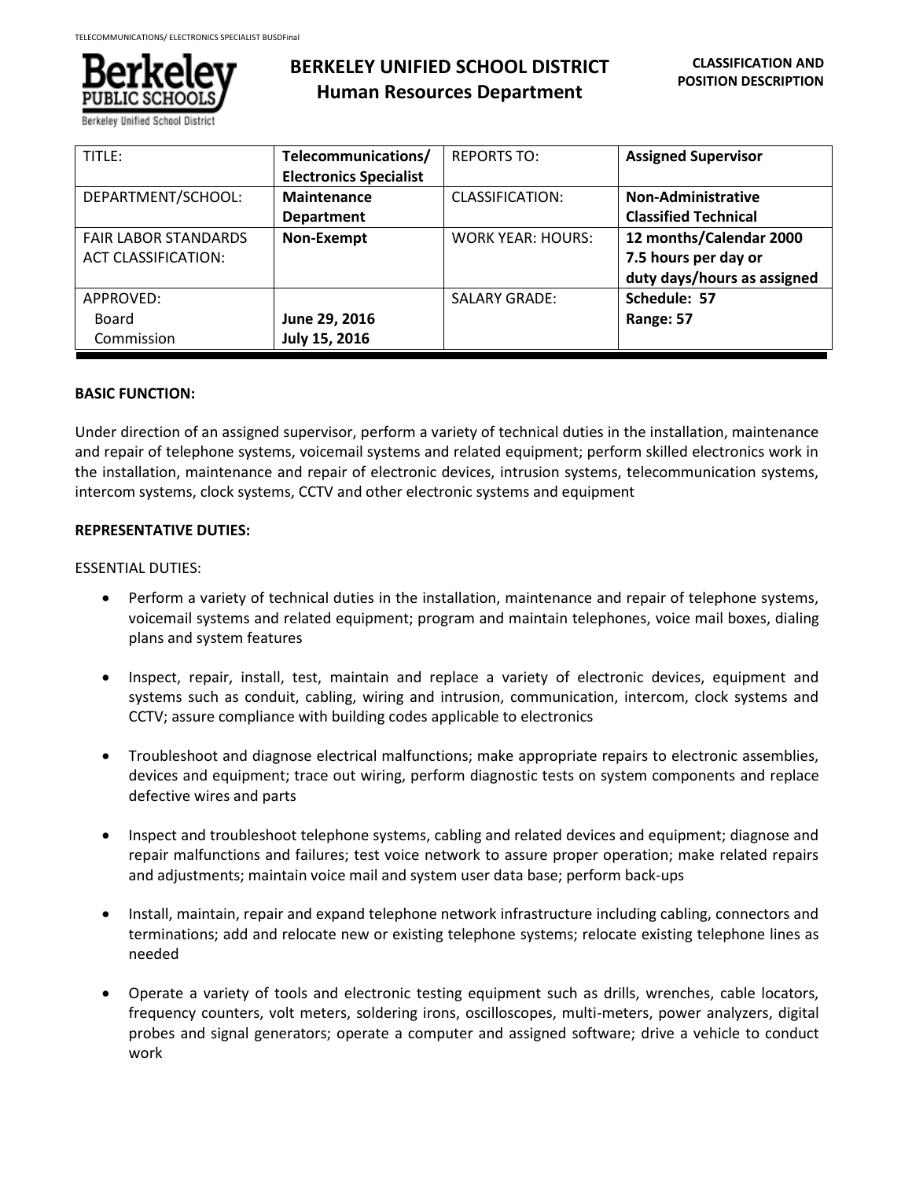# BERKELEY UNIFIED SCHOOL DISTRICT
## Human Resources Department

**CLASSIFICATION AND POSITION DESCRIPTION**

| TITLE: | **Telecommunications/ Electronics Specialist** | REPORTS TO: | **Assigned Supervisor** |
|---|---|---|---|
| DEPARTMENT/SCHOOL: | **Maintenance Department** | CLASSIFICATION: | **Non-Administrative Classified Technical** |
| FAIR LABOR STANDARDS ACT CLASSIFICATION: | **Non-Exempt** | WORK YEAR: HOURS: | **12 months/Calendar 2000 7.5 hours per day or duty days/hours as assigned** |
| APPROVED: Board Commission | **June 29, 2016 July 15, 2016** | SALARY GRADE: | **Schedule: 57 Range: 57** |

**BASIC FUNCTION:**

Under direction of an assigned supervisor, perform a variety of technical duties in the installation, maintenance and repair of telephone systems, voicemail systems and related equipment; perform skilled electronics work in the installation, maintenance and repair of electronic devices, intrusion systems, telecommunication systems, intercom systems, clock systems, CCTV and other electronic systems and equipment

**REPRESENTATIVE DUTIES:**

ESSENTIAL DUTIES:

- Perform a variety of technical duties in the installation, maintenance and repair of telephone systems, voicemail systems and related equipment; program and maintain telephones, voice mail boxes, dialing plans and system features
- Inspect, repair, install, test, maintain and replace a variety of electronic devices, equipment and systems such as conduit, cabling, wiring and intrusion, communication, intercom, clock systems and CCTV; assure compliance with building codes applicable to electronics
- Troubleshoot and diagnose electrical malfunctions; make appropriate repairs to electronic assemblies, devices and equipment; trace out wiring, perform diagnostic tests on system components and replace defective wires and parts
- Inspect and troubleshoot telephone systems, cabling and related devices and equipment; diagnose and repair malfunctions and failures; test voice network to assure proper operation; make related repairs and adjustments; maintain voice mail and system user data base; perform back-ups
- Install, maintain, repair and expand telephone network infrastructure including cabling, connectors and terminations; add and relocate new or existing telephone systems; relocate existing telephone lines as needed
- Operate a variety of tools and electronic testing equipment such as drills, wrenches, cable locators, frequency counters, volt meters, soldering irons, oscilloscopes, multi-meters, power analyzers, digital probes and signal generators; operate a computer and assigned software; drive a vehicle to conduct work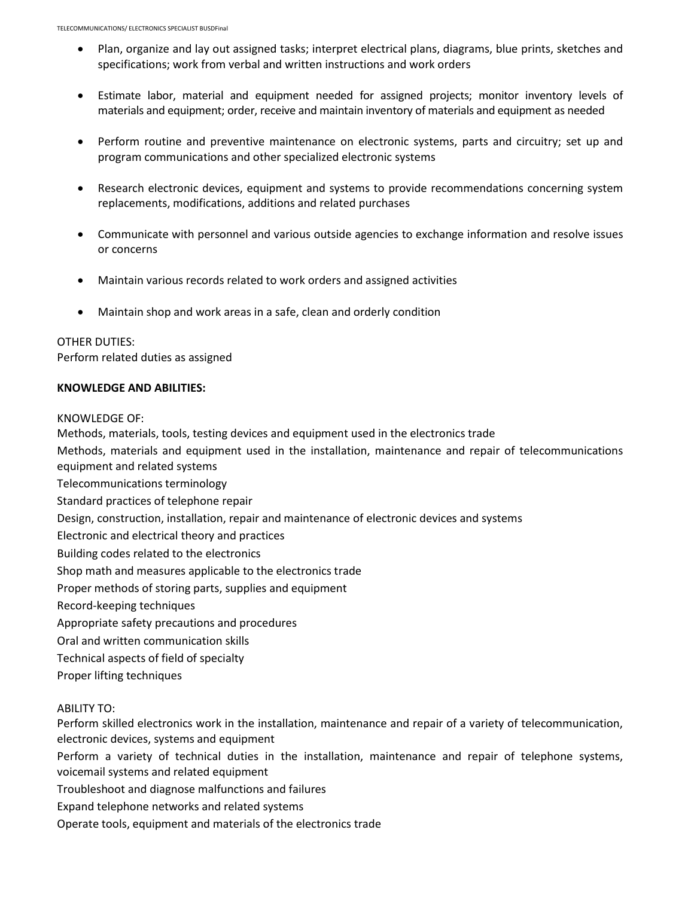- Plan, organize and lay out assigned tasks; interpret electrical plans, diagrams, blue prints, sketches and specifications; work from verbal and written instructions and work orders

- Estimate labor, material and equipment needed for assigned projects; monitor inventory levels of materials and equipment; order, receive and maintain inventory of materials and equipment as needed

- Perform routine and preventive maintenance on electronic systems, parts and circuitry; set up and program communications and other specialized electronic systems

- Research electronic devices, equipment and systems to provide recommendations concerning system replacements, modifications, additions and related purchases

- Communicate with personnel and various outside agencies to exchange information and resolve issues or concerns

- Maintain various records related to work orders and assigned activities

- Maintain shop and work areas in a safe, clean and orderly condition

OTHER DUTIES:
Perform related duties as assigned

**KNOWLEDGE AND ABILITIES:**

KNOWLEDGE OF:
Methods, materials, tools, testing devices and equipment used in the electronics trade
Methods, materials and equipment used in the installation, maintenance and repair of telecommunications equipment and related systems
Telecommunications terminology
Standard practices of telephone repair
Design, construction, installation, repair and maintenance of electronic devices and systems
Electronic and electrical theory and practices
Building codes related to the electronics
Shop math and measures applicable to the electronics trade
Proper methods of storing parts, supplies and equipment
Record-keeping techniques
Appropriate safety precautions and procedures
Oral and written communication skills
Technical aspects of field of specialty
Proper lifting techniques

ABILITY TO:
Perform skilled electronics work in the installation, maintenance and repair of a variety of telecommunication, electronic devices, systems and equipment
Perform a variety of technical duties in the installation, maintenance and repair of telephone systems, voicemail systems and related equipment
Troubleshoot and diagnose malfunctions and failures
Expand telephone networks and related systems
Operate tools, equipment and materials of the electronics trade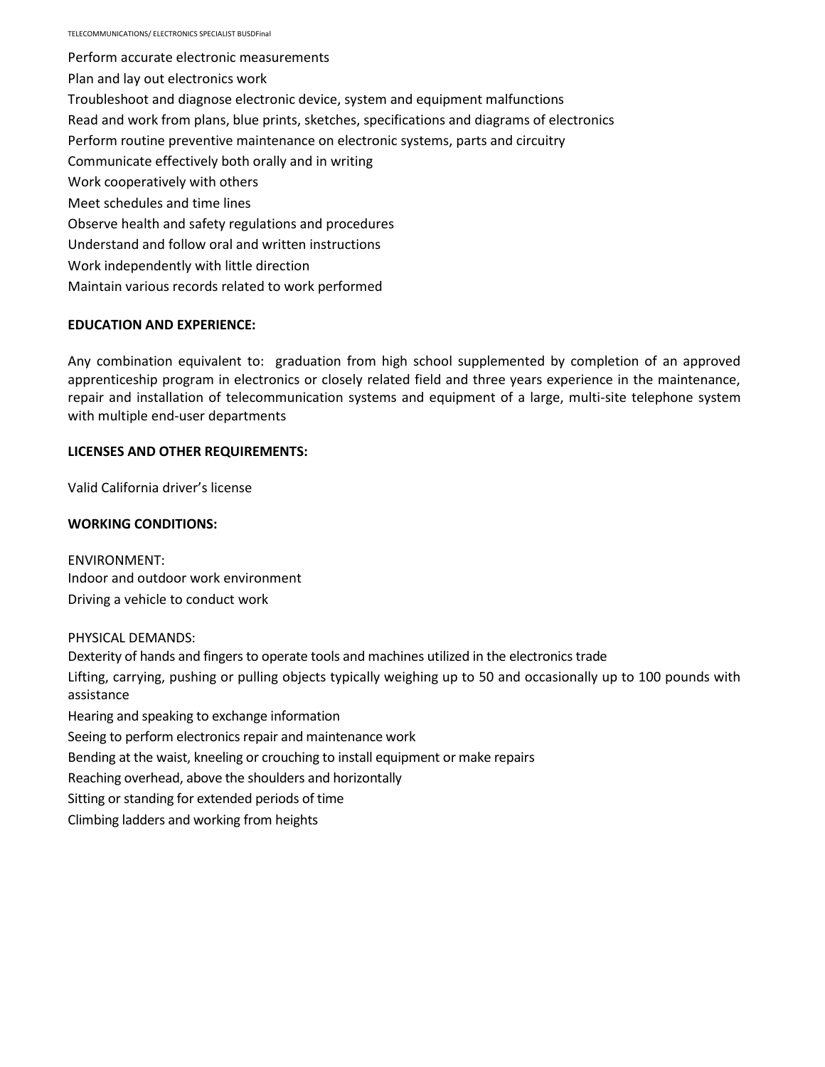Perform accurate electronic measurements
Plan and lay out electronics work
Troubleshoot and diagnose electronic device, system and equipment malfunctions
Read and work from plans, blue prints, sketches, specifications and diagrams of electronics
Perform routine preventive maintenance on electronic systems, parts and circuitry
Communicate effectively both orally and in writing
Work cooperatively with others
Meet schedules and time lines
Observe health and safety regulations and procedures
Understand and follow oral and written instructions
Work independently with little direction
Maintain various records related to work performed

**EDUCATION AND EXPERIENCE:**

Any combination equivalent to: graduation from high school supplemented by completion of an approved apprenticeship program in electronics or closely related field and three years experience in the maintenance, repair and installation of telecommunication systems and equipment of a large, multi-site telephone system with multiple end-user departments

**LICENSES AND OTHER REQUIREMENTS:**

Valid California driver's license

**WORKING CONDITIONS:**

ENVIRONMENT:
Indoor and outdoor work environment
Driving a vehicle to conduct work

PHYSICAL DEMANDS:
Dexterity of hands and fingers to operate tools and machines utilized in the electronics trade
Lifting, carrying, pushing or pulling objects typically weighing up to 50 and occasionally up to 100 pounds with assistance
Hearing and speaking to exchange information
Seeing to perform electronics repair and maintenance work
Bending at the waist, kneeling or crouching to install equipment or make repairs
Reaching overhead, above the shoulders and horizontally
Sitting or standing for extended periods of time
Climbing ladders and working from heights